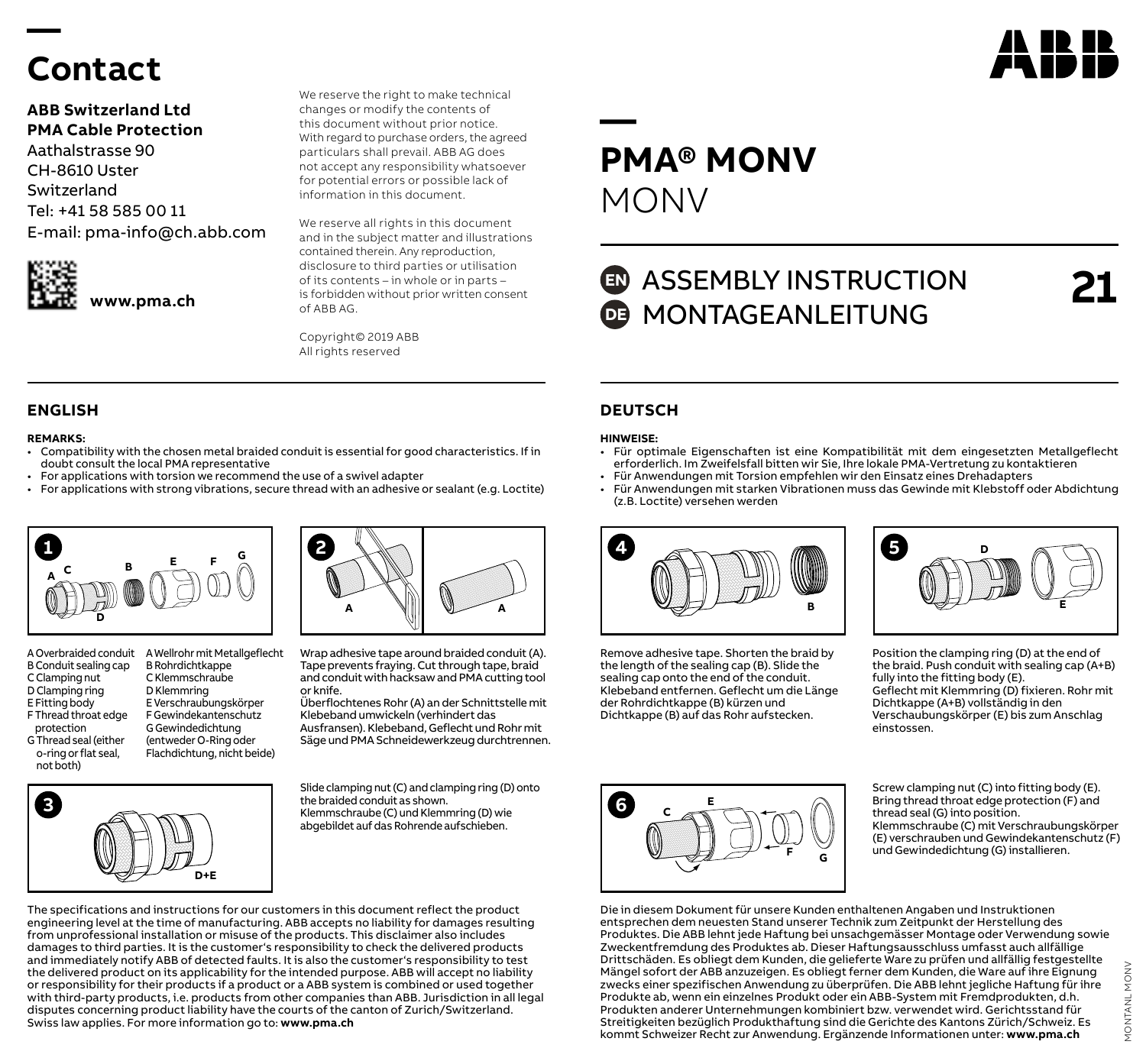# Contact

**ABB Switzerland Ltd**
**PMA Cable Protection**
Aathalstrasse 90
CH-8610 Uster
Switzerland
Tel: +41 58 585 00 11
E-mail: pma-info@ch.abb.com

**www.pma.ch**

We reserve the right to make technical changes or modify the contents of this document without prior notice. With regard to purchase orders, the agreed particulars shall prevail. ABB AG does not accept any responsibility whatsoever for potential errors or possible lack of information in this document.

We reserve all rights in this document and in the subject matter and illustrations contained therein. Any reproduction, disclosure to third parties or utilisation of its contents – in whole or in parts – is forbidden without prior written consent of ABB AG.

Copyright© 2019 ABB
All rights reserved

# PMA® MONV

MONV

## EN ASSEMBLY INSTRUCTION
## DE MONTAGEANLEITUNG

**21**

## ENGLISH

**REMARKS:**

- Compatibility with the chosen metal braided conduit is essential for good characteristics. If in doubt consult the local PMA representative
- For applications with torsion we recommend the use of a swivel adapter
- For applications with strong vibrations, secure thread with an adhesive or sealant (e.g. Loctite)

**1**

A Overbraided conduit
B Conduit sealing cap
C Clamping nut
D Clamping ring
E Fitting body
F Thread throat edge protection
G Thread seal (either o-ring or flat seal, not both)

A Wellrohr mit Metallgeflecht
B Rohrdichtkappe
C Klemmschraube
D Klemmring
E Verschraubungskörper
F Gewindekantenschutz
G Gewindedichtung (entweder O-Ring oder Flachdichtung, nicht beide)

**2**

Wrap adhesive tape around braided conduit (A). Tape prevents fraying. Cut through tape, braid and conduit with hacksaw and PMA cutting tool or knife.
Überflochtenes Rohr (A) an der Schnittstelle mit Klebeband umwickeln (verhindert das Ausfransen). Klebeband, Geflecht und Rohr mit Säge und PMA Schneidewerkzeug durchtrennen.

**3**

Slide clamping nut (C) and clamping ring (D) onto the braided conduit as shown.
Klemmschraube (C) und Klemmring (D) wie abgebildet auf das Rohrende aufschieben.

The specifications and instructions for our customers in this document reflect the product engineering level at the time of manufacturing. ABB accepts no liability for damages resulting from unprofessional installation or misuse of the products. This disclaimer also includes damages to third parties. It is the customer's responsibility to check the delivered products and immediately notify ABB of detected faults. It is also the customer's responsibility to test the delivered product on its applicability for the intended purpose. ABB will accept no liability or responsibility for their products if a product or a ABB system is combined or used together with third-party products, i.e. products from other companies than ABB. Jurisdiction in all legal disputes concerning product liability have the courts of the canton of Zurich/Switzerland. Swiss law applies. For more information go to: **www.pma.ch**

## DEUTSCH

**HINWEISE:**

- Für optimale Eigenschaften ist eine Kompatibilität mit dem eingesetzten Metallgeflecht erforderlich. Im Zweifelsfall bitten wir Sie, Ihre lokale PMA-Vertretung zu kontaktieren
- Für Anwendungen mit Torsion empfehlen wir den Einsatz eines Drehadapters
- Für Anwendungen mit starken Vibrationen muss das Gewinde mit Klebstoff oder Abdichtung (z.B. Loctite) versehen werden

**4**

Remove adhesive tape. Shorten the braid by the length of the sealing cap (B). Slide the sealing cap onto the end of the conduit.
Klebeband entfernen. Geflecht um die Länge der Rohrdichtkappe (B) kürzen und Dichtkappe (B) auf das Rohr aufstecken.

**5**

Position the clamping ring (D) at the end of the braid. Push conduit with sealing cap (A+B) fully into the fitting body (E).
Geflecht mit Klemmring (D) fixieren. Rohr mit Dichtkappe (A+B) vollständig in den Verschaubungskörper (E) bis zum Anschlag einstossen.

**6**

Screw clamping nut (C) into fitting body (E). Bring thread throat edge protection (F) and thread seal (G) into position.
Klemmschraube (C) mit Verschraubungskörper (E) verschrauben und Gewindekantenschutz (F) und Gewindedichtung (G) installieren.

Die in diesem Dokument für unsere Kunden enthaltenen Angaben und Instruktionen entsprechen dem neuesten Stand unserer Technik zum Zeitpunkt der Herstellung des Produktes. Die ABB lehnt jede Haftung bei unsachgemässer Montage oder Verwendung sowie Zweckentfremdung des Produktes ab. Dieser Haftungsausschluss umfasst auch allfällige Drittschäden. Es obliegt dem Kunden, die gelieferte Ware zu prüfen und allfällig festgestellte Mängel sofort der ABB anzuzeigen. Es obliegt ferner dem Kunden, die Ware auf ihre Eignung zwecks einer spezifischen Anwendung zu überprüfen. Die ABB lehnt jegliche Haftung für ihre Produkte ab, wenn ein einzelnes Produkt oder ein ABB-System mit Fremdprodukten, d.h. Produkten anderer Unternehmungen kombiniert bzw. verwendet wird. Gerichtsstand für Streitigkeiten bezüglich Produkthaftung sind die Gerichte des Kantons Zürich/Schweiz. Es kommt Schweizer Recht zur Anwendung. Ergänzende Informationen unter: **www.pma.ch**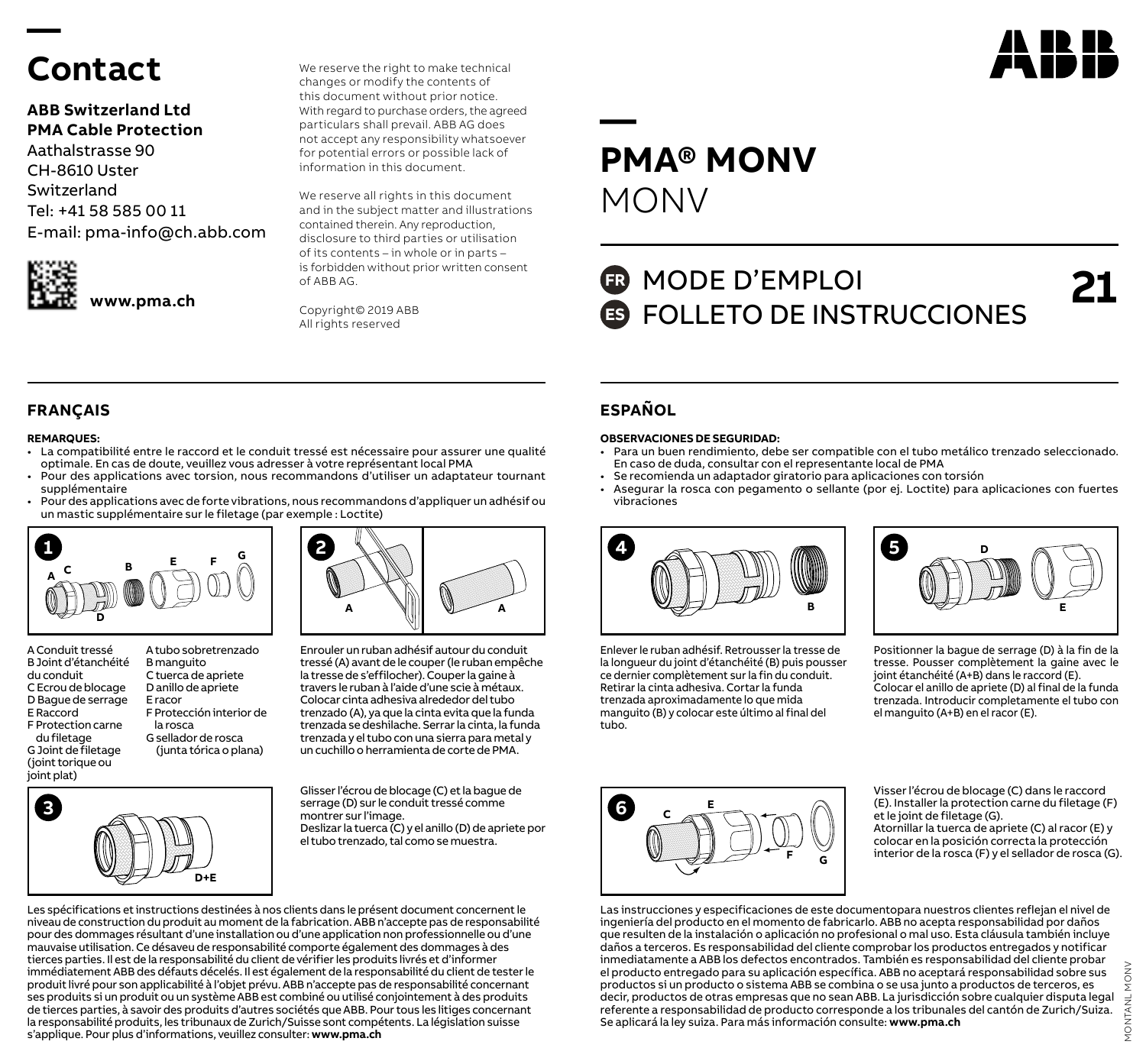# Contact

**ABB Switzerland Ltd**
**PMA Cable Protection**
Aathalstrasse 90
CH-8610 Uster
Switzerland
Tel: +41 58 585 00 11
E-mail: pma-info@ch.abb.com

**www.pma.ch**

We reserve the right to make technical changes or modify the contents of this document without prior notice. With regard to purchase orders, the agreed particulars shall prevail. ABB AG does not accept any responsibility whatsoever for potential errors or possible lack of information in this document.

We reserve all rights in this document and in the subject matter and illustrations contained therein. Any reproduction, disclosure to third parties or utilisation of its contents – in whole or in parts – is forbidden without prior written consent of ABB AG.

Copyright© 2019 ABB
All rights reserved

# PMA® MONV

MONV

## FR MODE D'EMPLOI
## ES FOLLETO DE INSTRUCCIONES

21

## FRANÇAIS

**REMARQUES:**

- La compatibilité entre le raccord et le conduit tressé est nécessaire pour assurer une qualité optimale. En cas de doute, veuillez vous adresser à votre représentant local PMA
- Pour des applications avec torsion, nous recommandons d'utiliser un adaptateur tournant supplémentaire
- Pour des applications avec de forte vibrations, nous recommandons d'appliquer un adhésif ou un mastic supplémentaire sur le filetage (par exemple : Loctite)

**1**

A Conduit tressé
B Joint d'étanchéité du conduit
C Ecrou de blocage
D Bague de serrage
E Raccord
F Protection carne du filetage
G Joint de filetage (joint torique ou joint plat)

A tubo sobretrenzado
B manguito
C tuerca de apriete
D anillo de apriete
E racor
F Protección interior de la rosca
G sellador de rosca (junta tórica o plana)

**2**

Enrouler un ruban adhésif autour du conduit tressé (A) avant de le couper (le ruban empêche la tresse de s'effilocher). Couper la gaine à travers le ruban à l'aide d'une scie à métaux.
Colocar cinta adhesiva alrededor del tubo trenzado (A), ya que la cinta evita que la funda trenzada se deshilache. Serrar la cinta, la funda trenzada y el tubo con una sierra para metal y un cuchillo o herramienta de corte de PMA.

**3**

Glisser l'écrou de blocage (C) et la bague de serrage (D) sur le conduit tressé comme montrer sur l'image.
Deslizar la tuerca (C) y el anillo (D) de apriete por el tubo trenzado, tal como se muestra.

Les spécifications et instructions destinées à nos clients dans le présent document concernent le niveau de construction du produit au moment de la fabrication. ABB n'accepte pas de responsabilité pour des dommages résultant d'une installation ou d'une application non professionnelle ou d'une mauvaise utilisation. Ce désaveu de responsabilité comporte également des dommages à des tierces parties. Il est de la responsabilité du client de vérifier les produits livrés et d'informer immédiatement ABB des défauts décelés. Il est également de la responsabilité du client de tester le produit livré pour son applicabilité à l'objet prévu. ABB n'accepte pas de responsabilité concernant ses produits si un produit ou un système ABB est combiné ou utilisé conjointement à des produits de tierces parties, à savoir des produits d'autres sociétés que ABB. Pour tous les litiges concernant la responsabilité produits, les tribunaux de Zurich/Suisse sont compétents. La législation suisse s'applique. Pour plus d'informations, veuillez consulter: **www.pma.ch**

## ESPAÑOL

**OBSERVACIONES DE SEGURIDAD:**

- Para un buen rendimiento, debe ser compatible con el tubo metálico trenzado seleccionado. En caso de duda, consultar con el representante local de PMA
- Se recomienda un adaptador giratorio para aplicaciones con torsión
- Asegurar la rosca con pegamento o sellante (por ej. Loctite) para aplicaciones con fuertes vibraciones

**4**

Enlever le ruban adhésif. Retrousser la tresse de la longueur du joint d'étanchéité (B) puis pousser ce dernier complètement sur la fin du conduit.
Retirar la cinta adhesiva. Cortar la funda trenzada aproximadamente lo que mida manguito (B) y colocar este último al final del tubo.

**5**

Positionner la bague de serrage (D) à la fin de la tresse. Pousser complètement la gaine avec le joint étanchéité (A+B) dans le raccord (E).
Colocar el anillo de apriete (D) al final de la funda trenzada. Introducir completamente el tubo con el manguito (A+B) en el racor (E).

**6**

Visser l'écrou de blocage (C) dans le raccord (E). Installer la protection carne du filetage (F) et le joint de filetage (G).
Atornillar la tuerca de apriete (C) al racor (E) y colocar en la posición correcta la protección interior de la rosca (F) y el sellador de rosca (G).

Las instrucciones y especificaciones de este documentopara nuestros clientes reflejan el nivel de ingeniería del producto en el momento de fabricarlo. ABB no acepta responsabilidad por daños que resulten de la instalación o aplicación no profesional o mal uso. Esta cláusula también incluye daños a terceros. Es responsabilidad del cliente comprobar los productos entregados y notificar inmediatamente a ABB los defectos encontrados. También es responsabilidad del cliente probar el producto entregado para su aplicación específica. ABB no aceptará responsabilidad sobre sus productos si un producto o sistema ABB se combina o se usa junto a productos de terceros, es decir, productos de otras empresas que no sean ABB. La jurisdicción sobre cualquier disputa legal referente a responsabilidad de producto corresponde a los tribunales del cantón de Zurich/Suiza. Se aplicará la ley suiza. Para más información consulte: **www.pma.ch**

MONTANL MONV